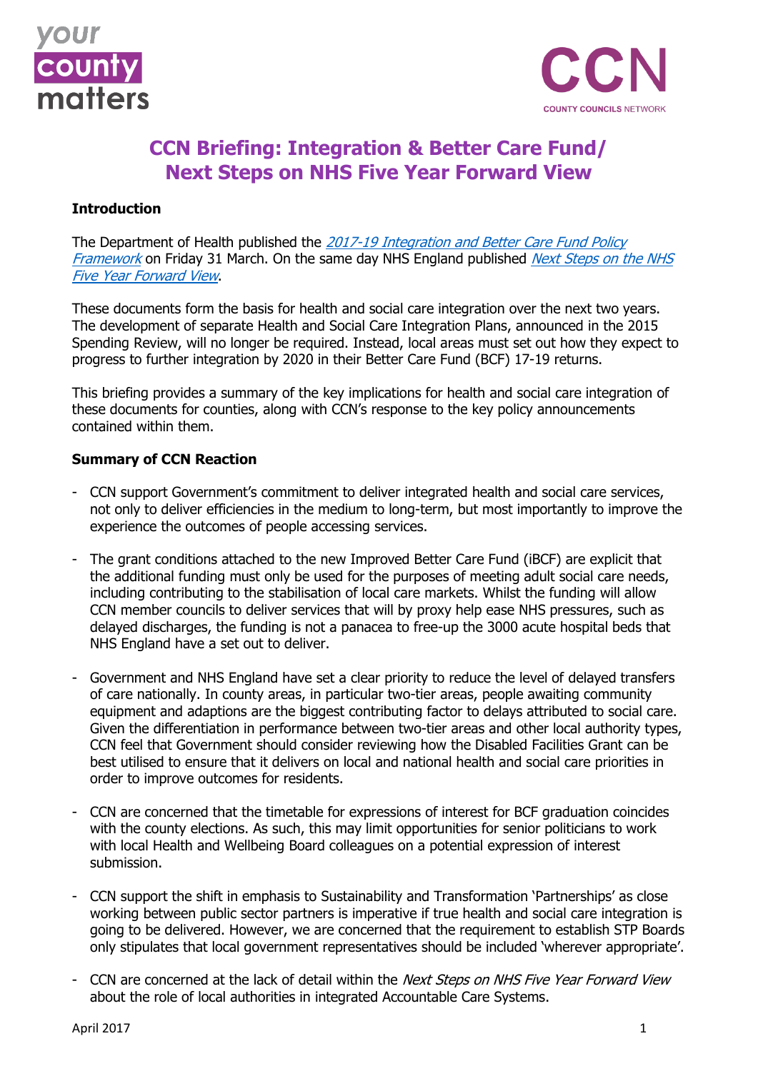# CCN Briefing: Integration & Better Care Fund/ Next Steps on NHS Five Year Forward View

**Introduction**

The Department of Health published the *[2017-19 Integration and Better Care Fund Policy Framework]()* on Friday 31 March. On the same day NHS England published *[Next Steps on the NHS Five Year Forward View]()*.

These documents form the basis for health and social care integration over the next two years. The development of separate Health and Social Care Integration Plans, announced in the 2015 Spending Review, will no longer be required. Instead, local areas must set out how they expect to progress to further integration by 2020 in their Better Care Fund (BCF) 17-19 returns.

This briefing provides a summary of the key implications for health and social care integration of these documents for counties, along with CCN's response to the key policy announcements contained within them.

**Summary of CCN Reaction**

- CCN support Government's commitment to deliver integrated health and social care services, not only to deliver efficiencies in the medium to long-term, but most importantly to improve the experience the outcomes of people accessing services.

- The grant conditions attached to the new Improved Better Care Fund (iBCF) are explicit that the additional funding must only be used for the purposes of meeting adult social care needs, including contributing to the stabilisation of local care markets. Whilst the funding will allow CCN member councils to deliver services that will by proxy help ease NHS pressures, such as delayed discharges, the funding is not a panacea to free-up the 3000 acute hospital beds that NHS England have a set out to deliver.

- Government and NHS England have set a clear priority to reduce the level of delayed transfers of care nationally. In county areas, in particular two-tier areas, people awaiting community equipment and adaptions are the biggest contributing factor to delays attributed to social care. Given the differentiation in performance between two-tier areas and other local authority types, CCN feel that Government should consider reviewing how the Disabled Facilities Grant can be best utilised to ensure that it delivers on local and national health and social care priorities in order to improve outcomes for residents.

- CCN are concerned that the timetable for expressions of interest for BCF graduation coincides with the county elections. As such, this may limit opportunities for senior politicians to work with local Health and Wellbeing Board colleagues on a potential expression of interest submission.

- CCN support the shift in emphasis to Sustainability and Transformation 'Partnerships' as close working between public sector partners is imperative if true health and social care integration is going to be delivered. However, we are concerned that the requirement to establish STP Boards only stipulates that local government representatives should be included 'wherever appropriate'.

- CCN are concerned at the lack of detail within the *Next Steps on NHS Five Year Forward View* about the role of local authorities in integrated Accountable Care Systems.

April 2017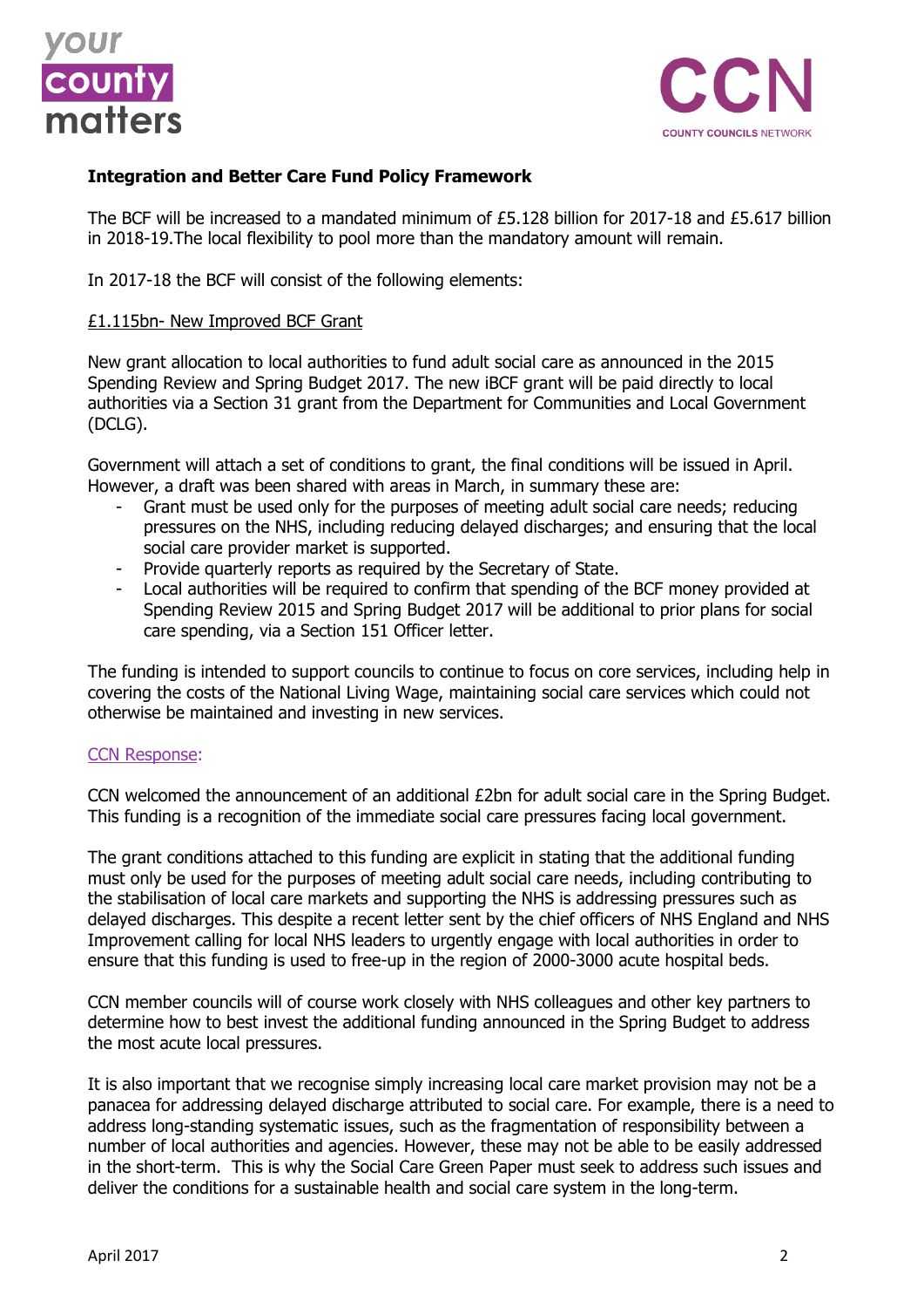**Integration and Better Care Fund Policy Framework**

The BCF will be increased to a mandated minimum of £5.128 billion for 2017-18 and £5.617 billion in 2018-19.The local flexibility to pool more than the mandatory amount will remain.

In 2017-18 the BCF will consist of the following elements:

£1.115bn- New Improved BCF Grant

New grant allocation to local authorities to fund adult social care as announced in the 2015 Spending Review and Spring Budget 2017. The new iBCF grant will be paid directly to local authorities via a Section 31 grant from the Department for Communities and Local Government (DCLG).

Government will attach a set of conditions to grant, the final conditions will be issued in April. However, a draft was been shared with areas in March, in summary these are:

- Grant must be used only for the purposes of meeting adult social care needs; reducing pressures on the NHS, including reducing delayed discharges; and ensuring that the local social care provider market is supported.
- Provide quarterly reports as required by the Secretary of State.
- Local authorities will be required to confirm that spending of the BCF money provided at Spending Review 2015 and Spring Budget 2017 will be additional to prior plans for social care spending, via a Section 151 Officer letter.

The funding is intended to support councils to continue to focus on core services, including help in covering the costs of the National Living Wage, maintaining social care services which could not otherwise be maintained and investing in new services.

CCN Response:

CCN welcomed the announcement of an additional £2bn for adult social care in the Spring Budget. This funding is a recognition of the immediate social care pressures facing local government.

The grant conditions attached to this funding are explicit in stating that the additional funding must only be used for the purposes of meeting adult social care needs, including contributing to the stabilisation of local care markets and supporting the NHS is addressing pressures such as delayed discharges. This despite a recent letter sent by the chief officers of NHS England and NHS Improvement calling for local NHS leaders to urgently engage with local authorities in order to ensure that this funding is used to free-up in the region of 2000-3000 acute hospital beds.

CCN member councils will of course work closely with NHS colleagues and other key partners to determine how to best invest the additional funding announced in the Spring Budget to address the most acute local pressures.

It is also important that we recognise simply increasing local care market provision may not be a panacea for addressing delayed discharge attributed to social care. For example, there is a need to address long-standing systematic issues, such as the fragmentation of responsibility between a number of local authorities and agencies. However, these may not be able to be easily addressed in the short-term. This is why the Social Care Green Paper must seek to address such issues and deliver the conditions for a sustainable health and social care system in the long-term.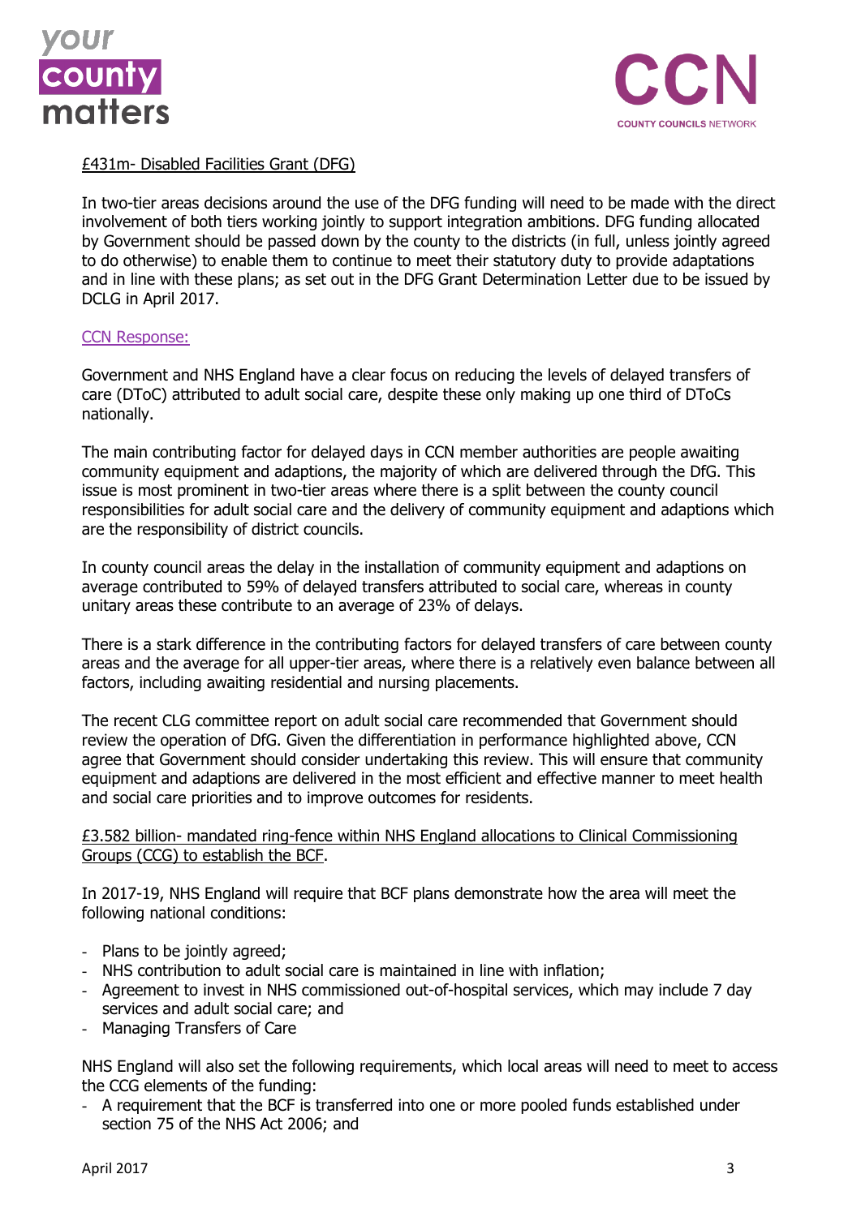£431m- Disabled Facilities Grant (DFG)

In two-tier areas decisions around the use of the DFG funding will need to be made with the direct involvement of both tiers working jointly to support integration ambitions. DFG funding allocated by Government should be passed down by the county to the districts (in full, unless jointly agreed to do otherwise) to enable them to continue to meet their statutory duty to provide adaptations and in line with these plans; as set out in the DFG Grant Determination Letter due to be issued by DCLG in April 2017.

CCN Response:

Government and NHS England have a clear focus on reducing the levels of delayed transfers of care (DToC) attributed to adult social care, despite these only making up one third of DToCs nationally.

The main contributing factor for delayed days in CCN member authorities are people awaiting community equipment and adaptions, the majority of which are delivered through the DfG. This issue is most prominent in two-tier areas where there is a split between the county council responsibilities for adult social care and the delivery of community equipment and adaptions which are the responsibility of district councils.

In county council areas the delay in the installation of community equipment and adaptions on average contributed to 59% of delayed transfers attributed to social care, whereas in county unitary areas these contribute to an average of 23% of delays.

There is a stark difference in the contributing factors for delayed transfers of care between county areas and the average for all upper-tier areas, where there is a relatively even balance between all factors, including awaiting residential and nursing placements.

The recent CLG committee report on adult social care recommended that Government should review the operation of DfG. Given the differentiation in performance highlighted above, CCN agree that Government should consider undertaking this review. This will ensure that community equipment and adaptions are delivered in the most efficient and effective manner to meet health and social care priorities and to improve outcomes for residents.

£3.582 billion- mandated ring-fence within NHS England allocations to Clinical Commissioning Groups (CCG) to establish the BCF.

In 2017-19, NHS England will require that BCF plans demonstrate how the area will meet the following national conditions:

- Plans to be jointly agreed;
- NHS contribution to adult social care is maintained in line with inflation;
- Agreement to invest in NHS commissioned out-of-hospital services, which may include 7 day services and adult social care; and
- Managing Transfers of Care

NHS England will also set the following requirements, which local areas will need to meet to access the CCG elements of the funding:

- A requirement that the BCF is transferred into one or more pooled funds established under section 75 of the NHS Act 2006; and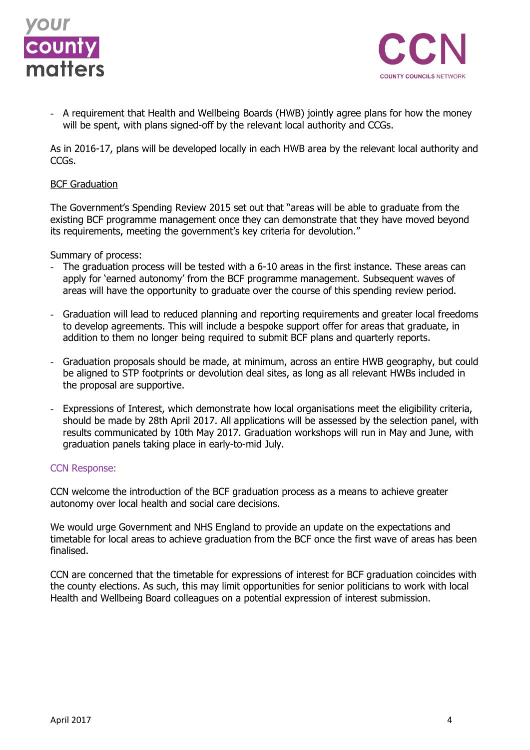- A requirement that Health and Wellbeing Boards (HWB) jointly agree plans for how the money will be spent, with plans signed-off by the relevant local authority and CCGs.

As in 2016-17, plans will be developed locally in each HWB area by the relevant local authority and CCGs.

<u>BCF Graduation</u>

The Government's Spending Review 2015 set out that "areas will be able to graduate from the existing BCF programme management once they can demonstrate that they have moved beyond its requirements, meeting the government's key criteria for devolution."

Summary of process:

- The graduation process will be tested with a 6-10 areas in the first instance. These areas can apply for 'earned autonomy' from the BCF programme management. Subsequent waves of areas will have the opportunity to graduate over the course of this spending review period.

- Graduation will lead to reduced planning and reporting requirements and greater local freedoms to develop agreements. This will include a bespoke support offer for areas that graduate, in addition to them no longer being required to submit BCF plans and quarterly reports.

- Graduation proposals should be made, at minimum, across an entire HWB geography, but could be aligned to STP footprints or devolution deal sites, as long as all relevant HWBs included in the proposal are supportive.

- Expressions of Interest, which demonstrate how local organisations meet the eligibility criteria, should be made by 28th April 2017. All applications will be assessed by the selection panel, with results communicated by 10th May 2017. Graduation workshops will run in May and June, with graduation panels taking place in early-to-mid July.

### CCN Response:

CCN welcome the introduction of the BCF graduation process as a means to achieve greater autonomy over local health and social care decisions.

We would urge Government and NHS England to provide an update on the expectations and timetable for local areas to achieve graduation from the BCF once the first wave of areas has been finalised.

CCN are concerned that the timetable for expressions of interest for BCF graduation coincides with the county elections. As such, this may limit opportunities for senior politicians to work with local Health and Wellbeing Board colleagues on a potential expression of interest submission.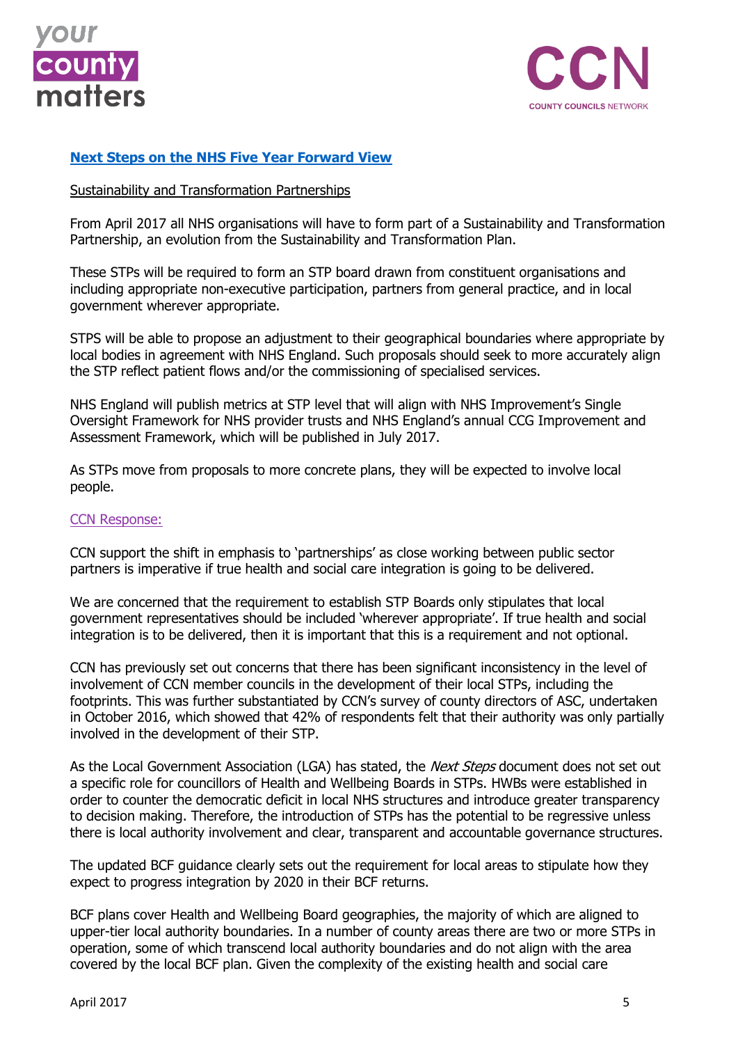## Next Steps on the NHS Five Year Forward View

### Sustainability and Transformation Partnerships

From April 2017 all NHS organisations will have to form part of a Sustainability and Transformation Partnership, an evolution from the Sustainability and Transformation Plan.

These STPs will be required to form an STP board drawn from constituent organisations and including appropriate non-executive participation, partners from general practice, and in local government wherever appropriate.

STPS will be able to propose an adjustment to their geographical boundaries where appropriate by local bodies in agreement with NHS England. Such proposals should seek to more accurately align the STP reflect patient flows and/or the commissioning of specialised services.

NHS England will publish metrics at STP level that will align with NHS Improvement's Single Oversight Framework for NHS provider trusts and NHS England's annual CCG Improvement and Assessment Framework, which will be published in July 2017.

As STPs move from proposals to more concrete plans, they will be expected to involve local people.

### CCN Response:

CCN support the shift in emphasis to 'partnerships' as close working between public sector partners is imperative if true health and social care integration is going to be delivered.

We are concerned that the requirement to establish STP Boards only stipulates that local government representatives should be included 'wherever appropriate'. If true health and social integration is to be delivered, then it is important that this is a requirement and not optional.

CCN has previously set out concerns that there has been significant inconsistency in the level of involvement of CCN member councils in the development of their local STPs, including the footprints. This was further substantiated by CCN's survey of county directors of ASC, undertaken in October 2016, which showed that 42% of respondents felt that their authority was only partially involved in the development of their STP.

As the Local Government Association (LGA) has stated, the *Next Steps* document does not set out a specific role for councillors of Health and Wellbeing Boards in STPs. HWBs were established in order to counter the democratic deficit in local NHS structures and introduce greater transparency to decision making. Therefore, the introduction of STPs has the potential to be regressive unless there is local authority involvement and clear, transparent and accountable governance structures.

The updated BCF guidance clearly sets out the requirement for local areas to stipulate how they expect to progress integration by 2020 in their BCF returns.

BCF plans cover Health and Wellbeing Board geographies, the majority of which are aligned to upper-tier local authority boundaries. In a number of county areas there are two or more STPs in operation, some of which transcend local authority boundaries and do not align with the area covered by the local BCF plan. Given the complexity of the existing health and social care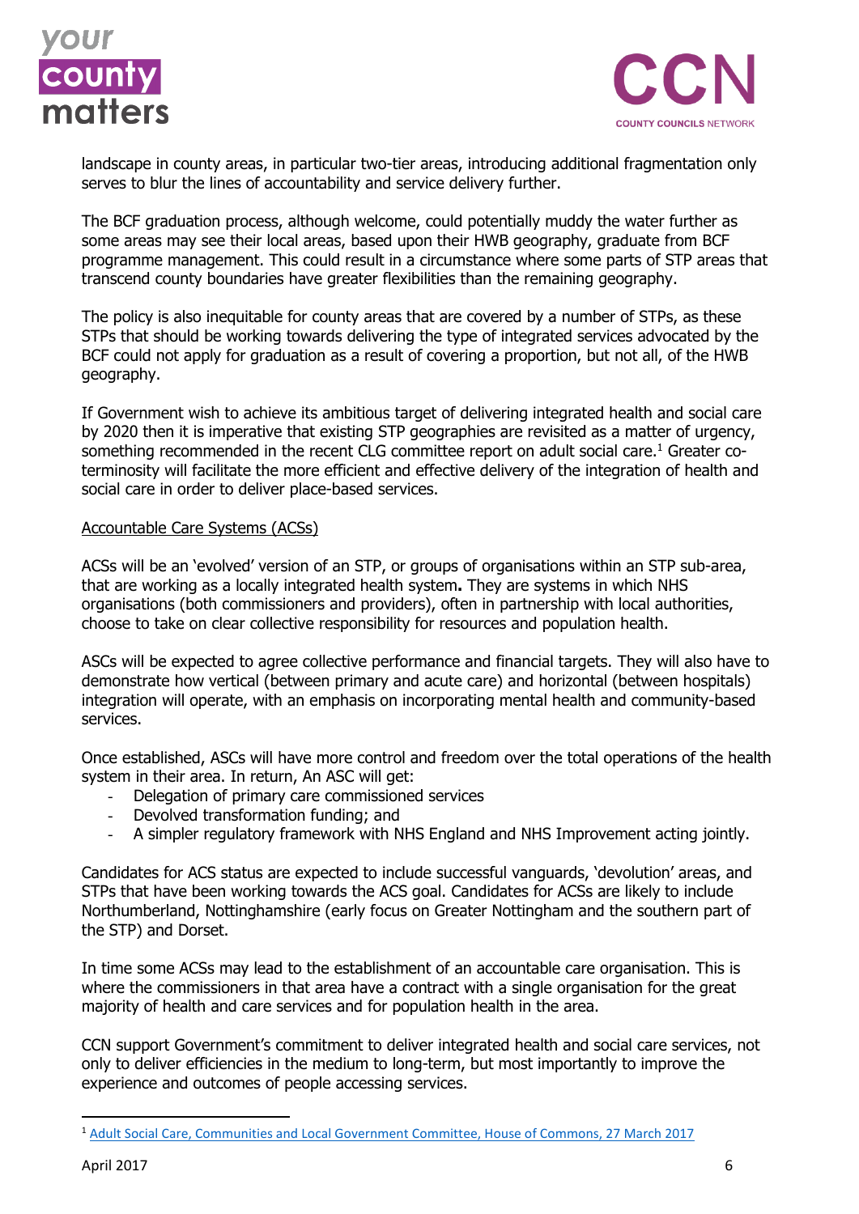landscape in county areas, in particular two-tier areas, introducing additional fragmentation only serves to blur the lines of accountability and service delivery further.

The BCF graduation process, although welcome, could potentially muddy the water further as some areas may see their local areas, based upon their HWB geography, graduate from BCF programme management. This could result in a circumstance where some parts of STP areas that transcend county boundaries have greater flexibilities than the remaining geography.

The policy is also inequitable for county areas that are covered by a number of STPs, as these STPs that should be working towards delivering the type of integrated services advocated by the BCF could not apply for graduation as a result of covering a proportion, but not all, of the HWB geography.

If Government wish to achieve its ambitious target of delivering integrated health and social care by 2020 then it is imperative that existing STP geographies are revisited as a matter of urgency, something recommended in the recent CLG committee report on adult social care.[1] Greater co-terminosity will facilitate the more efficient and effective delivery of the integration of health and social care in order to deliver place-based services.

Accountable Care Systems (ACSs)

ACSs will be an 'evolved' version of an STP, or groups of organisations within an STP sub-area, that are working as a locally integrated health system**.** They are systems in which NHS organisations (both commissioners and providers), often in partnership with local authorities, choose to take on clear collective responsibility for resources and population health.

ASCs will be expected to agree collective performance and financial targets. They will also have to demonstrate how vertical (between primary and acute care) and horizontal (between hospitals) integration will operate, with an emphasis on incorporating mental health and community-based services.

Once established, ASCs will have more control and freedom over the total operations of the health system in their area. In return, An ASC will get:

- Delegation of primary care commissioned services
- Devolved transformation funding; and
- A simpler regulatory framework with NHS England and NHS Improvement acting jointly.

Candidates for ACS status are expected to include successful vanguards, 'devolution' areas, and STPs that have been working towards the ACS goal. Candidates for ACSs are likely to include Northumberland, Nottinghamshire (early focus on Greater Nottingham and the southern part of the STP) and Dorset.

In time some ACSs may lead to the establishment of an accountable care organisation. This is where the commissioners in that area have a contract with a single organisation for the great majority of health and care services and for population health in the area.

CCN support Government's commitment to deliver integrated health and social care services, not only to deliver efficiencies in the medium to long-term, but most importantly to improve the experience and outcomes of people accessing services.

[1] Adult Social Care, Communities and Local Government Committee, House of Commons, 27 March 2017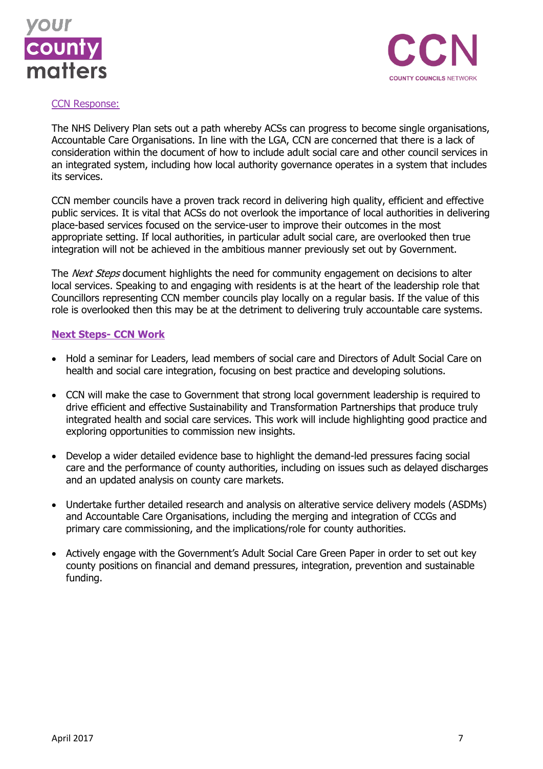CCN Response:

The NHS Delivery Plan sets out a path whereby ACSs can progress to become single organisations, Accountable Care Organisations. In line with the LGA, CCN are concerned that there is a lack of consideration within the document of how to include adult social care and other council services in an integrated system, including how local authority governance operates in a system that includes its services.

CCN member councils have a proven track record in delivering high quality, efficient and effective public services. It is vital that ACSs do not overlook the importance of local authorities in delivering place-based services focused on the service-user to improve their outcomes in the most appropriate setting. If local authorities, in particular adult social care, are overlooked then true integration will not be achieved in the ambitious manner previously set out by Government.

The *Next Steps* document highlights the need for community engagement on decisions to alter local services. Speaking to and engaging with residents is at the heart of the leadership role that Councillors representing CCN member councils play locally on a regular basis. If the value of this role is overlooked then this may be at the detriment to delivering truly accountable care systems.

**Next Steps- CCN Work**

- Hold a seminar for Leaders, lead members of social care and Directors of Adult Social Care on health and social care integration, focusing on best practice and developing solutions.
- CCN will make the case to Government that strong local government leadership is required to drive efficient and effective Sustainability and Transformation Partnerships that produce truly integrated health and social care services. This work will include highlighting good practice and exploring opportunities to commission new insights.
- Develop a wider detailed evidence base to highlight the demand-led pressures facing social care and the performance of county authorities, including on issues such as delayed discharges and an updated analysis on county care markets.
- Undertake further detailed research and analysis on alterative service delivery models (ASDMs) and Accountable Care Organisations, including the merging and integration of CCGs and primary care commissioning, and the implications/role for county authorities.
- Actively engage with the Government's Adult Social Care Green Paper in order to set out key county positions on financial and demand pressures, integration, prevention and sustainable funding.